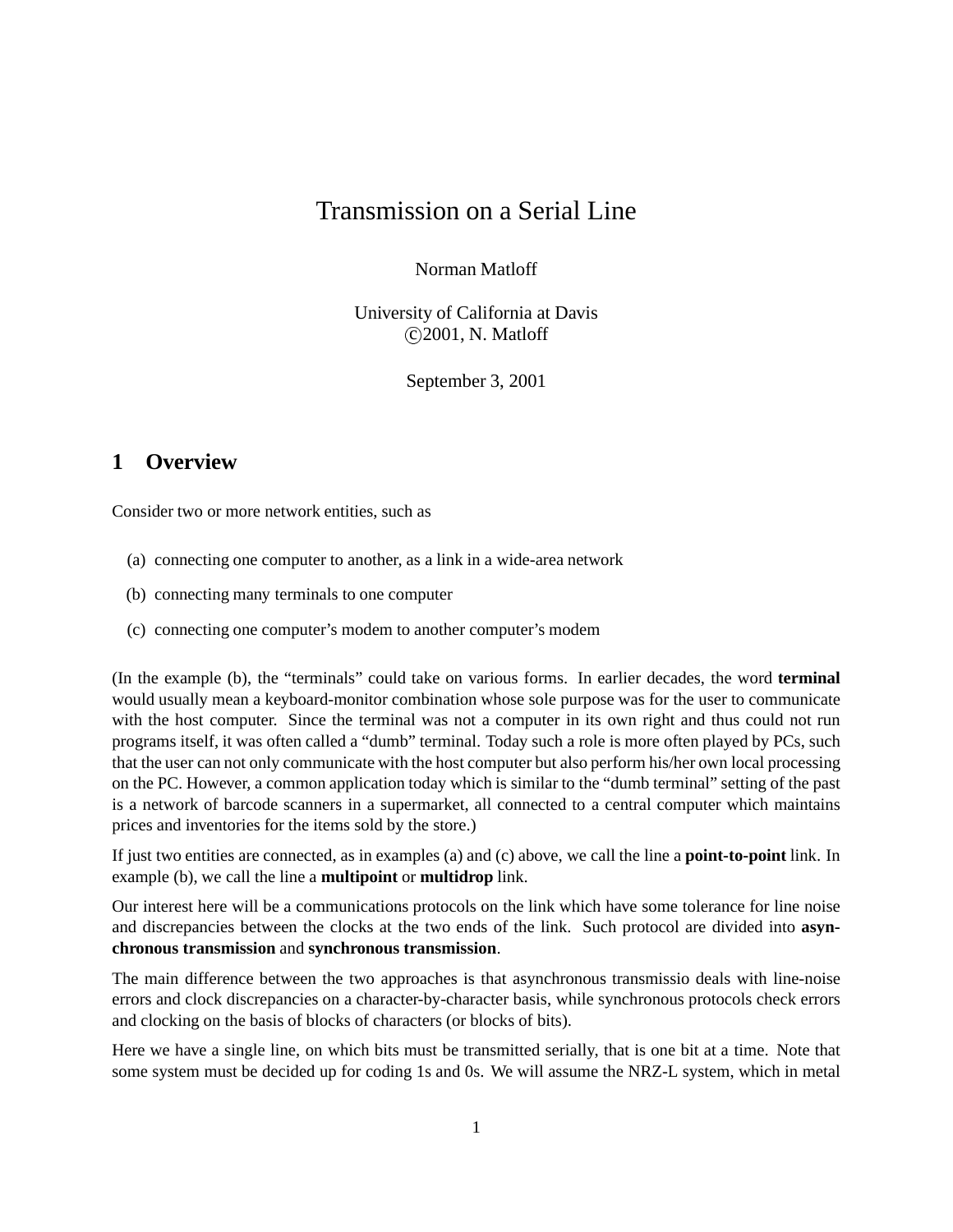# Transmission on a Serial Line

Norman Matloff

University of California at Davis
©2001, N. Matloff

September 3, 2001

## 1 Overview

Consider two or more network entities, such as

(a) connecting one computer to another, as a link in a wide-area network

(b) connecting many terminals to one computer

(c) connecting one computer's modem to another computer's modem

(In the example (b), the "terminals" could take on various forms. In earlier decades, the word **terminal** would usually mean a keyboard-monitor combination whose sole purpose was for the user to communicate with the host computer. Since the terminal was not a computer in its own right and thus could not run programs itself, it was often called a "dumb" terminal. Today such a role is more often played by PCs, such that the user can not only communicate with the host computer but also perform his/her own local processing on the PC. However, a common application today which is similar to the "dumb terminal" setting of the past is a network of barcode scanners in a supermarket, all connected to a central computer which maintains prices and inventories for the items sold by the store.)

If just two entities are connected, as in examples (a) and (c) above, we call the line a **point-to-point** link. In example (b), we call the line a **multipoint** or **multidrop** link.

Our interest here will be a communications protocols on the link which have some tolerance for line noise and discrepancies between the clocks at the two ends of the link. Such protocol are divided into **asynchronous transmission** and **synchronous transmission**.

The main difference between the two approaches is that asynchronous transmissio deals with line-noise errors and clock discrepancies on a character-by-character basis, while synchronous protocols check errors and clocking on the basis of blocks of characters (or blocks of bits).

Here we have a single line, on which bits must be transmitted serially, that is one bit at a time. Note that some system must be decided up for coding 1s and 0s. We will assume the NRZ-L system, which in metal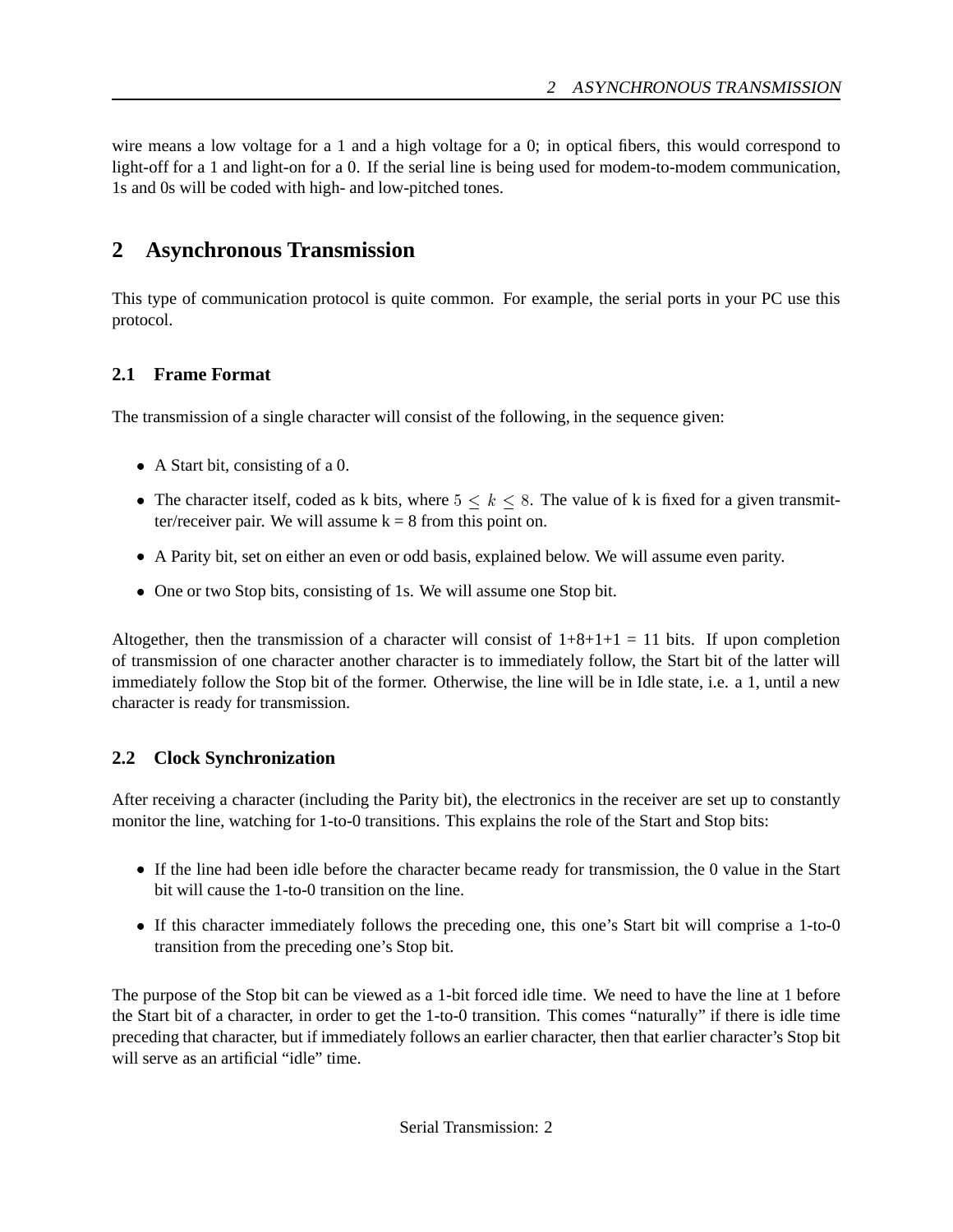wire means a low voltage for a 1 and a high voltage for a 0; in optical fibers, this would correspond to light-off for a 1 and light-on for a 0. If the serial line is being used for modem-to-modem communication, 1s and 0s will be coded with high- and low-pitched tones.

## 2 Asynchronous Transmission

This type of communication protocol is quite common. For example, the serial ports in your PC use this protocol.

### 2.1 Frame Format

The transmission of a single character will consist of the following, in the sequence given:

- A Start bit, consisting of a 0.
- The character itself, coded as k bits, where $5 \leq k \leq 8$. The value of k is fixed for a given transmitter/receiver pair. We will assume k = 8 from this point on.
- A Parity bit, set on either an even or odd basis, explained below. We will assume even parity.
- One or two Stop bits, consisting of 1s. We will assume one Stop bit.

Altogether, then the transmission of a character will consist of 1+8+1+1 = 11 bits. If upon completion of transmission of one character another character is to immediately follow, the Start bit of the latter will immediately follow the Stop bit of the former. Otherwise, the line will be in Idle state, i.e. a 1, until a new character is ready for transmission.

### 2.2 Clock Synchronization

After receiving a character (including the Parity bit), the electronics in the receiver are set up to constantly monitor the line, watching for 1-to-0 transitions. This explains the role of the Start and Stop bits:

- If the line had been idle before the character became ready for transmission, the 0 value in the Start bit will cause the 1-to-0 transition on the line.
- If this character immediately follows the preceding one, this one's Start bit will comprise a 1-to-0 transition from the preceding one's Stop bit.

The purpose of the Stop bit can be viewed as a 1-bit forced idle time. We need to have the line at 1 before the Start bit of a character, in order to get the 1-to-0 transition. This comes "naturally" if there is idle time preceding that character, but if immediately follows an earlier character, then that earlier character's Stop bit will serve as an artificial "idle" time.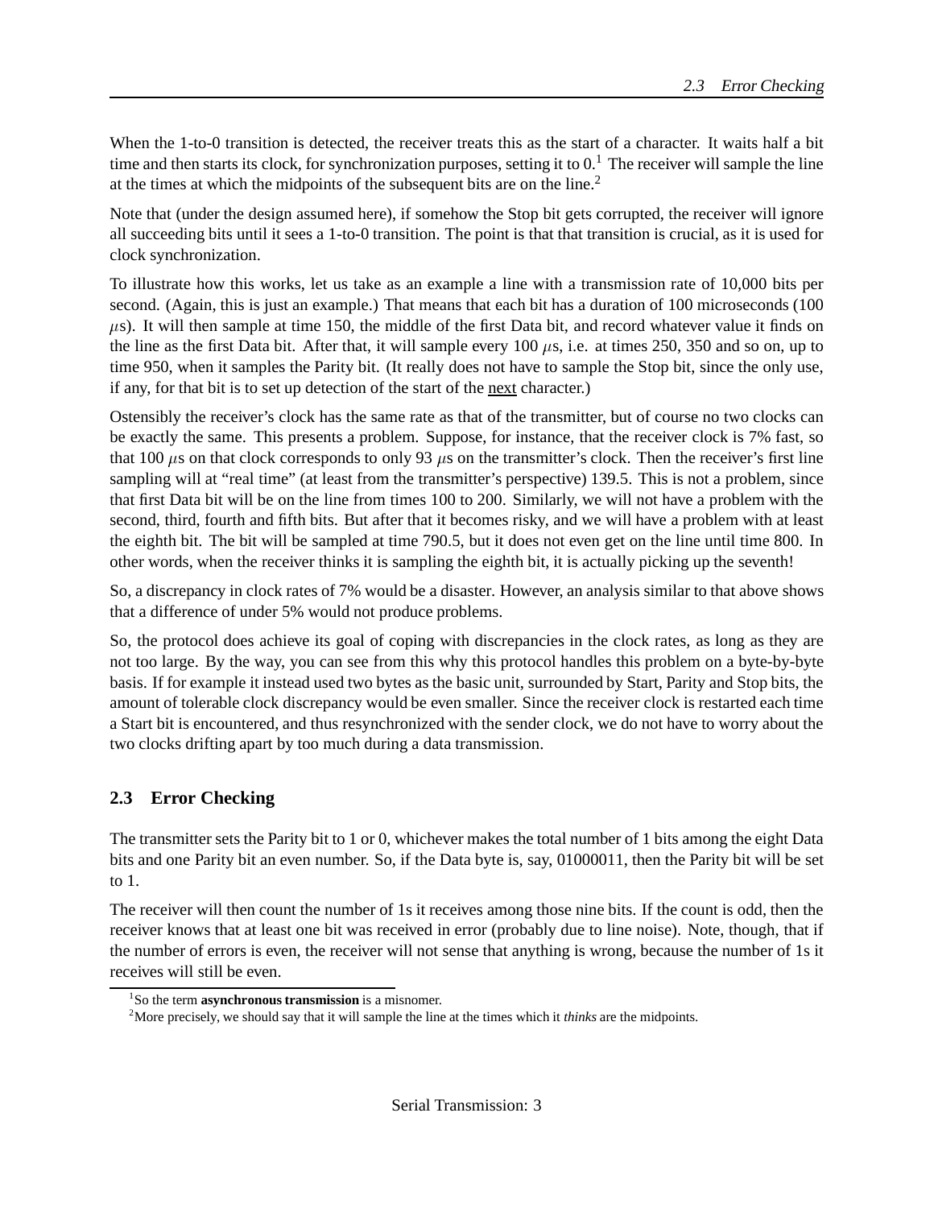When the 1-to-0 transition is detected, the receiver treats this as the start of a character. It waits half a bit time and then starts its clock, for synchronization purposes, setting it to 0.[1] The receiver will sample the line at the times at which the midpoints of the subsequent bits are on the line.[2]

Note that (under the design assumed here), if somehow the Stop bit gets corrupted, the receiver will ignore all succeeding bits until it sees a 1-to-0 transition. The point is that that transition is crucial, as it is used for clock synchronization.

To illustrate how this works, let us take as an example a line with a transmission rate of 10,000 bits per second. (Again, this is just an example.) That means that each bit has a duration of 100 microseconds (100 $\mu$s). It will then sample at time 150, the middle of the first Data bit, and record whatever value it finds on the line as the first Data bit. After that, it will sample every 100 $\mu$s, i.e. at times 250, 350 and so on, up to time 950, when it samples the Parity bit. (It really does not have to sample the Stop bit, since the only use, if any, for that bit is to set up detection of the start of the <u>next</u> character.)

Ostensibly the receiver's clock has the same rate as that of the transmitter, but of course no two clocks can be exactly the same. This presents a problem. Suppose, for instance, that the receiver clock is 7% fast, so that 100 $\mu$s on that clock corresponds to only 93 $\mu$s on the transmitter's clock. Then the receiver's first line sampling will at "real time" (at least from the transmitter's perspective) 139.5. This is not a problem, since that first Data bit will be on the line from times 100 to 200. Similarly, we will not have a problem with the second, third, fourth and fifth bits. But after that it becomes risky, and we will have a problem with at least the eighth bit. The bit will be sampled at time 790.5, but it does not even get on the line until time 800. In other words, when the receiver thinks it is sampling the eighth bit, it is actually picking up the seventh!

So, a discrepancy in clock rates of 7% would be a disaster. However, an analysis similar to that above shows that a difference of under 5% would not produce problems.

So, the protocol does achieve its goal of coping with discrepancies in the clock rates, as long as they are not too large. By the way, you can see from this why this protocol handles this problem on a byte-by-byte basis. If for example it instead used two bytes as the basic unit, surrounded by Start, Parity and Stop bits, the amount of tolerable clock discrepancy would be even smaller. Since the receiver clock is restarted each time a Start bit is encountered, and thus resynchronized with the sender clock, we do not have to worry about the two clocks drifting apart by too much during a data transmission.

## 2.3 Error Checking

The transmitter sets the Parity bit to 1 or 0, whichever makes the total number of 1 bits among the eight Data bits and one Parity bit an even number. So, if the Data byte is, say, 01000011, then the Parity bit will be set to 1.

The receiver will then count the number of 1s it receives among those nine bits. If the count is odd, then the receiver knows that at least one bit was received in error (probably due to line noise). Note, though, that if the number of errors is even, the receiver will not sense that anything is wrong, because the number of 1s it receives will still be even.

---

[1] So the term **asynchronous transmission** is a misnomer.

[2] More precisely, we should say that it will sample the line at the times which it *thinks* are the midpoints.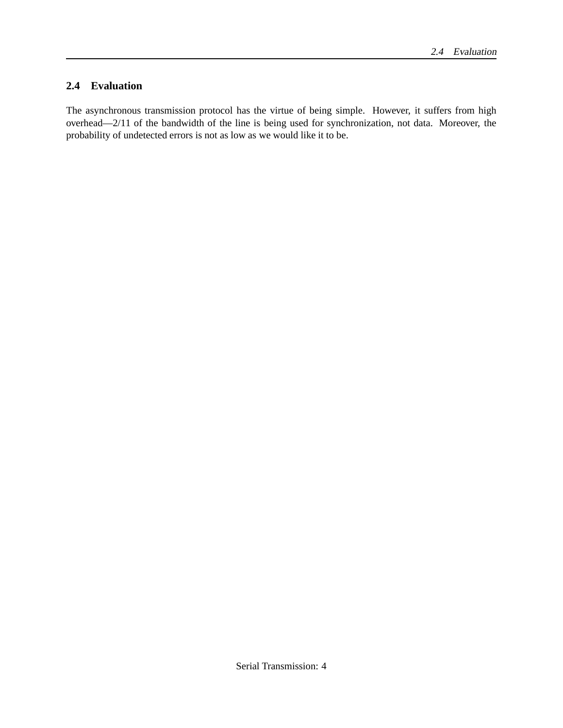## 2.4 Evaluation

The asynchronous transmission protocol has the virtue of being simple. However, it suffers from high overhead—2/11 of the bandwidth of the line is being used for synchronization, not data. Moreover, the probability of undetected errors is not as low as we would like it to be.